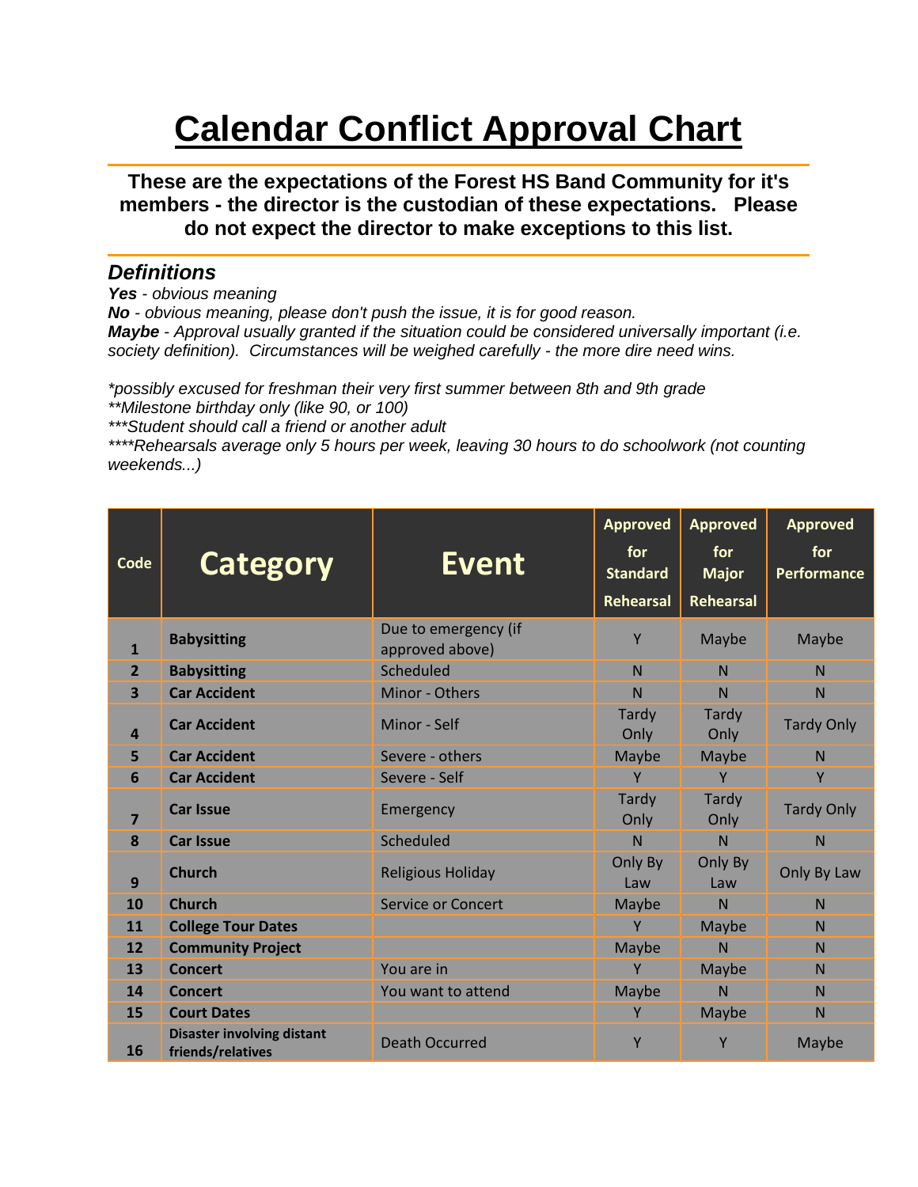# Calendar Conflict Approval Chart

**These are the expectations of the Forest HS Band Community for it's members - the director is the custodian of these expectations. Please do not expect the director to make exceptions to this list.**

## *Definitions*

***Yes*** *- obvious meaning*
***No*** *- obvious meaning, please don't push the issue, it is for good reason.*
***Maybe*** *- Approval usually granted if the situation could be considered universally important (i.e. society definition). Circumstances will be weighed carefully - the more dire need wins.*

*\*possibly excused for freshman their very first summer between 8th and 9th grade*
*\*\*Milestone birthday only (like 90, or 100)*
*\*\*\*Student should call a friend or another adult*
*\*\*\*\*Rehearsals average only 5 hours per week, leaving 30 hours to do schoolwork (not counting weekends...)*

| Code | Category | Event | Approved for Standard Rehearsal | Approved for Major Rehearsal | Approved for Performance |
|---|---|---|---|---|---|
| 1 | **Babysitting** | Due to emergency (if approved above) | Y | Maybe | Maybe |
| 2 | **Babysitting** | Scheduled | N | N | N |
| 3 | **Car Accident** | Minor - Others | N | N | N |
| 4 | **Car Accident** | Minor - Self | Tardy Only | Tardy Only | Tardy Only |
| 5 | **Car Accident** | Severe - others | Maybe | Maybe | N |
| 6 | **Car Accident** | Severe - Self | Y | Y | Y |
| 7 | **Car Issue** | Emergency | Tardy Only | Tardy Only | Tardy Only |
| 8 | **Car Issue** | Scheduled | N | N | N |
| 9 | **Church** | Religious Holiday | Only By Law | Only By Law | Only By Law |
| 10 | **Church** | Service or Concert | Maybe | N | N |
| 11 | **College Tour Dates** | | Y | Maybe | N |
| 12 | **Community Project** | | Maybe | N | N |
| 13 | **Concert** | You are in | Y | Maybe | N |
| 14 | **Concert** | You want to attend | Maybe | N | N |
| 15 | **Court Dates** | | Y | Maybe | N |
| 16 | **Disaster involving distant friends/relatives** | Death Occurred | Y | Y | Maybe |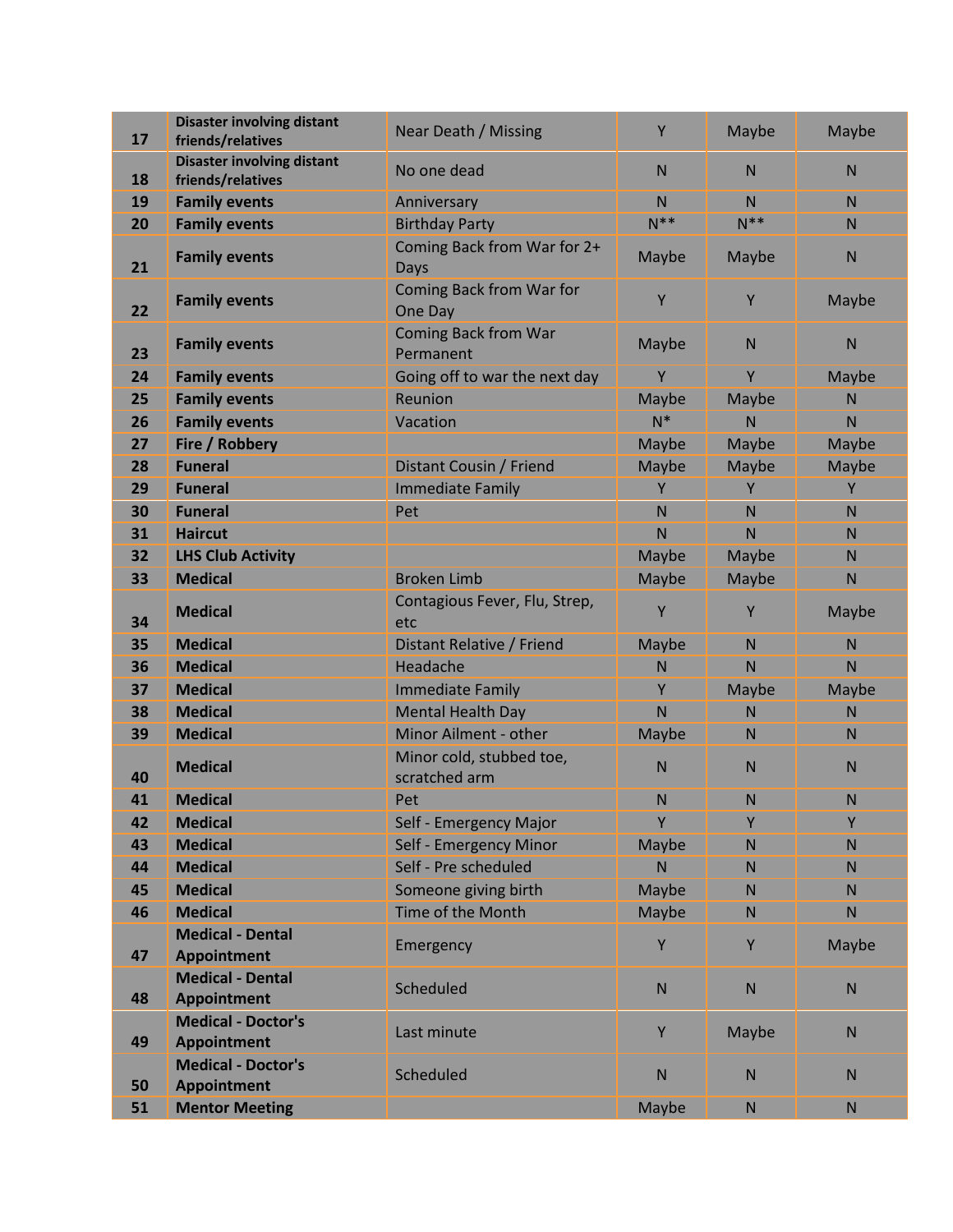| 17 | Disaster involving distant friends/relatives | Near Death / Missing | Y | Maybe | Maybe |
|---|---|---|---|---|---|
| 18 | Disaster involving distant friends/relatives | No one dead | N | N | N |
| 19 | Family events | Anniversary | N | N | N |
| 20 | Family events | Birthday Party | N** | N** | N |
| 21 | Family events | Coming Back from War for 2+ Days | Maybe | Maybe | N |
| 22 | Family events | Coming Back from War for One Day | Y | Y | Maybe |
| 23 | Family events | Coming Back from War Permanent | Maybe | N | N |
| 24 | Family events | Going off to war the next day | Y | Y | Maybe |
| 25 | Family events | Reunion | Maybe | Maybe | N |
| 26 | Family events | Vacation | N* | N | N |
| 27 | Fire / Robbery | | Maybe | Maybe | Maybe |
| 28 | Funeral | Distant Cousin / Friend | Maybe | Maybe | Maybe |
| 29 | Funeral | Immediate Family | Y | Y | Y |
| 30 | Funeral | Pet | N | N | N |
| 31 | Haircut | | N | N | N |
| 32 | LHS Club Activity | | Maybe | Maybe | N |
| 33 | Medical | Broken Limb | Maybe | Maybe | N |
| 34 | Medical | Contagious Fever, Flu, Strep, etc | Y | Y | Maybe |
| 35 | Medical | Distant Relative / Friend | Maybe | N | N |
| 36 | Medical | Headache | N | N | N |
| 37 | Medical | Immediate Family | Y | Maybe | Maybe |
| 38 | Medical | Mental Health Day | N | N | N |
| 39 | Medical | Minor Ailment - other | Maybe | N | N |
| 40 | Medical | Minor cold, stubbed toe, scratched arm | N | N | N |
| 41 | Medical | Pet | N | N | N |
| 42 | Medical | Self - Emergency Major | Y | Y | Y |
| 43 | Medical | Self - Emergency Minor | Maybe | N | N |
| 44 | Medical | Self - Pre scheduled | N | N | N |
| 45 | Medical | Someone giving birth | Maybe | N | N |
| 46 | Medical | Time of the Month | Maybe | N | N |
| 47 | Medical - Dental Appointment | Emergency | Y | Y | Maybe |
| 48 | Medical - Dental Appointment | Scheduled | N | N | N |
| 49 | Medical - Doctor's Appointment | Last minute | Y | Maybe | N |
| 50 | Medical - Doctor's Appointment | Scheduled | N | N | N |
| 51 | Mentor Meeting | | Maybe | N | N |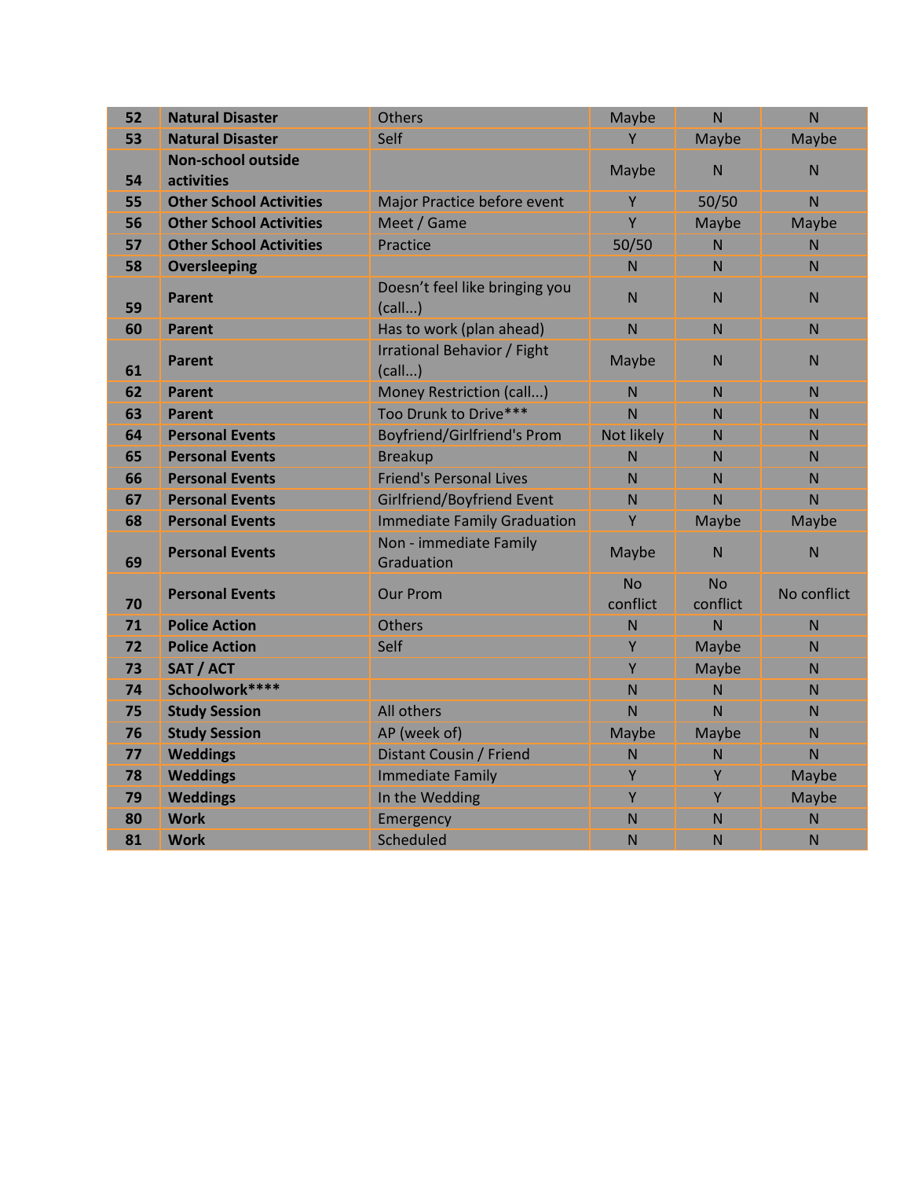| | | | | | |
|---|---|---|---|---|---|
| 52 | **Natural Disaster** | Others | Maybe | N | N |
| 53 | **Natural Disaster** | Self | Y | Maybe | Maybe |
| 54 | **Non-school outside activities** | | Maybe | N | N |
| 55 | **Other School Activities** | Major Practice before event | Y | 50/50 | N |
| 56 | **Other School Activities** | Meet / Game | Y | Maybe | Maybe |
| 57 | **Other School Activities** | Practice | 50/50 | N | N |
| 58 | **Oversleeping** | | N | N | N |
| 59 | **Parent** | Doesn't feel like bringing you (call...) | N | N | N |
| 60 | **Parent** | Has to work (plan ahead) | N | N | N |
| 61 | **Parent** | Irrational Behavior / Fight (call...) | Maybe | N | N |
| 62 | **Parent** | Money Restriction (call...) | N | N | N |
| 63 | **Parent** | Too Drunk to Drive*** | N | N | N |
| 64 | **Personal Events** | Boyfriend/Girlfriend's Prom | Not likely | N | N |
| 65 | **Personal Events** | Breakup | N | N | N |
| 66 | **Personal Events** | Friend's Personal Lives | N | N | N |
| 67 | **Personal Events** | Girlfriend/Boyfriend Event | N | N | N |
| 68 | **Personal Events** | Immediate Family Graduation | Y | Maybe | Maybe |
| 69 | **Personal Events** | Non - immediate Family Graduation | Maybe | N | N |
| 70 | **Personal Events** | Our Prom | No conflict | No conflict | No conflict |
| 71 | **Police Action** | Others | N | N | N |
| 72 | **Police Action** | Self | Y | Maybe | N |
| 73 | **SAT / ACT** | | Y | Maybe | N |
| 74 | **Schoolwork**** ** | | N | N | N |
| 75 | **Study Session** | All others | N | N | N |
| 76 | **Study Session** | AP (week of) | Maybe | Maybe | N |
| 77 | **Weddings** | Distant Cousin / Friend | N | N | N |
| 78 | **Weddings** | Immediate Family | Y | Y | Maybe |
| 79 | **Weddings** | In the Wedding | Y | Y | Maybe |
| 80 | **Work** | Emergency | N | N | N |
| 81 | **Work** | Scheduled | N | N | N |